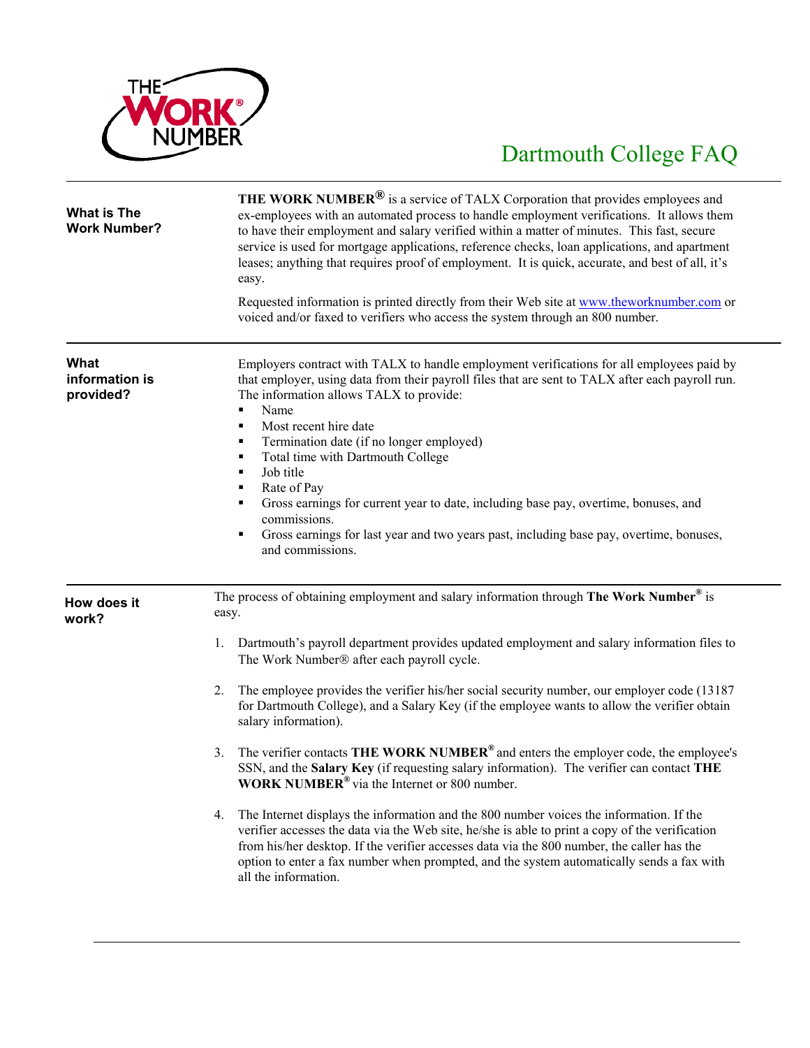# Dartmouth College FAQ

## What is The Work Number?

**THE WORK NUMBER®** is a service of TALX Corporation that provides employees and ex-employees with an automated process to handle employment verifications. It allows them to have their employment and salary verified within a matter of minutes. This fast, secure service is used for mortgage applications, reference checks, loan applications, and apartment leases; anything that requires proof of employment. It is quick, accurate, and best of all, it's easy.

Requested information is printed directly from their Web site at www.theworknumber.com or voiced and/or faxed to verifiers who access the system through an 800 number.

## What information is provided?

Employers contract with TALX to handle employment verifications for all employees paid by that employer, using data from their payroll files that are sent to TALX after each payroll run. The information allows TALX to provide:

- Name
- Most recent hire date
- Termination date (if no longer employed)
- Total time with Dartmouth College
- Job title
- Rate of Pay
- Gross earnings for current year to date, including base pay, overtime, bonuses, and commissions.
- Gross earnings for last year and two years past, including base pay, overtime, bonuses, and commissions.

## How does it work?

The process of obtaining employment and salary information through **The Work Number®** is easy.

1. Dartmouth's payroll department provides updated employment and salary information files to The Work Number® after each payroll cycle.

2. The employee provides the verifier his/her social security number, our employer code (13187 for Dartmouth College), and a Salary Key (if the employee wants to allow the verifier obtain salary information).

3. The verifier contacts **THE WORK NUMBER®** and enters the employer code, the employee's SSN, and the **Salary Key** (if requesting salary information). The verifier can contact **THE WORK NUMBER®** via the Internet or 800 number.

4. The Internet displays the information and the 800 number voices the information. If the verifier accesses the data via the Web site, he/she is able to print a copy of the verification from his/her desktop. If the verifier accesses data via the 800 number, the caller has the option to enter a fax number when prompted, and the system automatically sends a fax with all the information.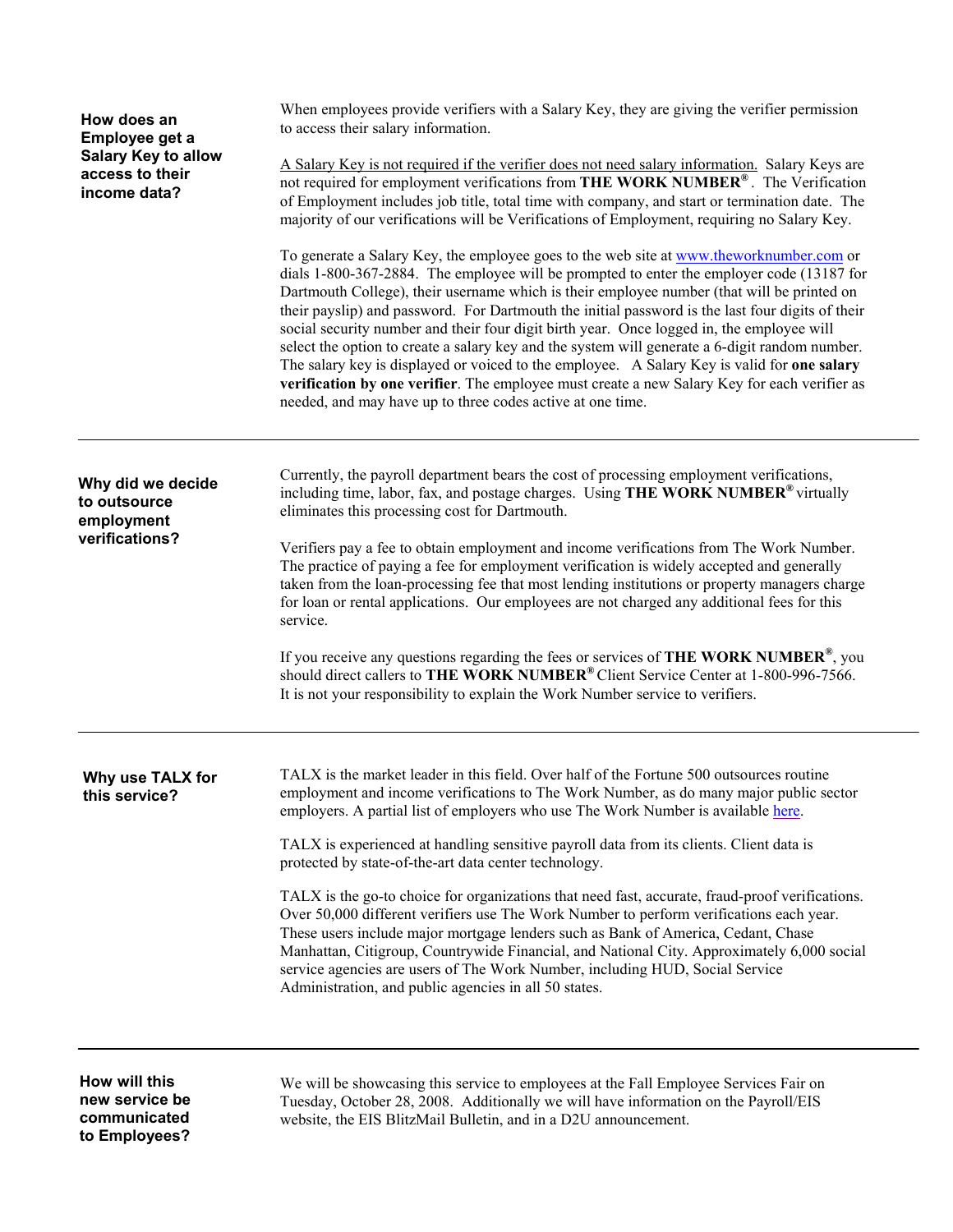### How does an Employee get a Salary Key to allow access to their income data?

When employees provide verifiers with a Salary Key, they are giving the verifier permission to access their salary information.

A Salary Key is not required if the verifier does not need salary information. Salary Keys are not required for employment verifications from **THE WORK NUMBER®**. The Verification of Employment includes job title, total time with company, and start or termination date. The majority of our verifications will be Verifications of Employment, requiring no Salary Key.

To generate a Salary Key, the employee goes to the web site at www.theworknumber.com or dials 1-800-367-2884. The employee will be prompted to enter the employer code (13187 for Dartmouth College), their username which is their employee number (that will be printed on their payslip) and password. For Dartmouth the initial password is the last four digits of their social security number and their four digit birth year. Once logged in, the employee will select the option to create a salary key and the system will generate a 6-digit random number. The salary key is displayed or voiced to the employee. A Salary Key is valid for **one salary verification by one verifier**. The employee must create a new Salary Key for each verifier as needed, and may have up to three codes active at one time.

---

### Why did we decide to outsource employment verifications?

Currently, the payroll department bears the cost of processing employment verifications, including time, labor, fax, and postage charges. Using **THE WORK NUMBER®** virtually eliminates this processing cost for Dartmouth.

Verifiers pay a fee to obtain employment and income verifications from The Work Number. The practice of paying a fee for employment verification is widely accepted and generally taken from the loan-processing fee that most lending institutions or property managers charge for loan or rental applications. Our employees are not charged any additional fees for this service.

If you receive any questions regarding the fees or services of **THE WORK NUMBER®**, you should direct callers to **THE WORK NUMBER®** Client Service Center at 1-800-996-7566. It is not your responsibility to explain the Work Number service to verifiers.

---

### Why use TALX for this service?

TALX is the market leader in this field. Over half of the Fortune 500 outsources routine employment and income verifications to The Work Number, as do many major public sector employers. A partial list of employers who use The Work Number is available here.

TALX is experienced at handling sensitive payroll data from its clients. Client data is protected by state-of-the-art data center technology.

TALX is the go-to choice for organizations that need fast, accurate, fraud-proof verifications. Over 50,000 different verifiers use The Work Number to perform verifications each year. These users include major mortgage lenders such as Bank of America, Cedant, Chase Manhattan, Citigroup, Countrywide Financial, and National City. Approximately 6,000 social service agencies are users of The Work Number, including HUD, Social Service Administration, and public agencies in all 50 states.

---

### How will this new service be communicated to Employees?

We will be showcasing this service to employees at the Fall Employee Services Fair on Tuesday, October 28, 2008. Additionally we will have information on the Payroll/EIS website, the EIS BlitzMail Bulletin, and in a D2U announcement.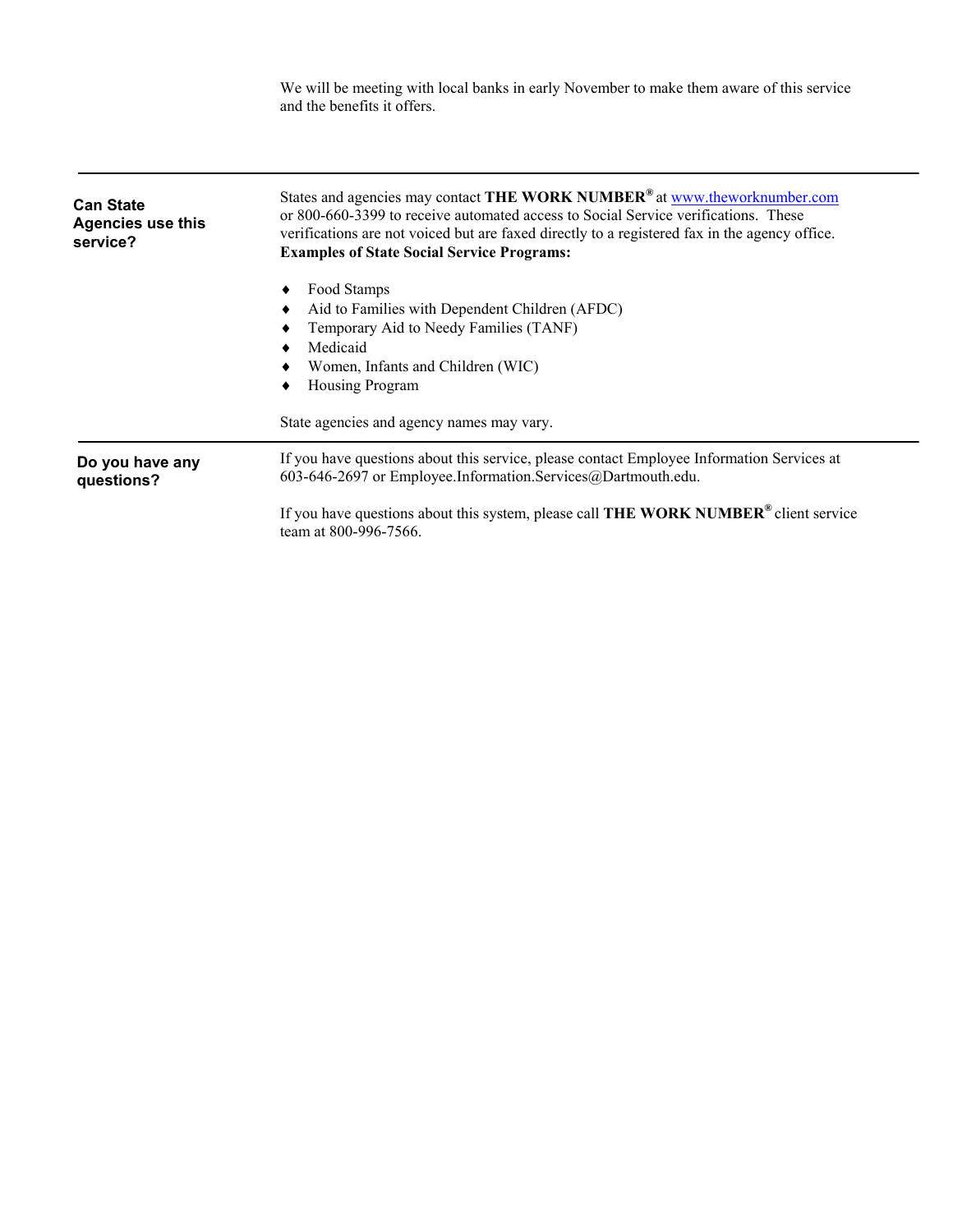We will be meeting with local banks in early November to make them aware of this service and the benefits it offers.

---

**Can State Agencies use this service?**

States and agencies may contact **THE WORK NUMBER®** at www.theworknumber.com or 800-660-3399 to receive automated access to Social Service verifications. These verifications are not voiced but are faxed directly to a registered fax in the agency office.

**Examples of State Social Service Programs:**

- Food Stamps
- Aid to Families with Dependent Children (AFDC)
- Temporary Aid to Needy Families (TANF)
- Medicaid
- Women, Infants and Children (WIC)
- Housing Program

State agencies and agency names may vary.

---

**Do you have any questions?**

If you have questions about this service, please contact Employee Information Services at 603-646-2697 or Employee.Information.Services@Dartmouth.edu.

If you have questions about this system, please call **THE WORK NUMBER®** client service team at 800-996-7566.